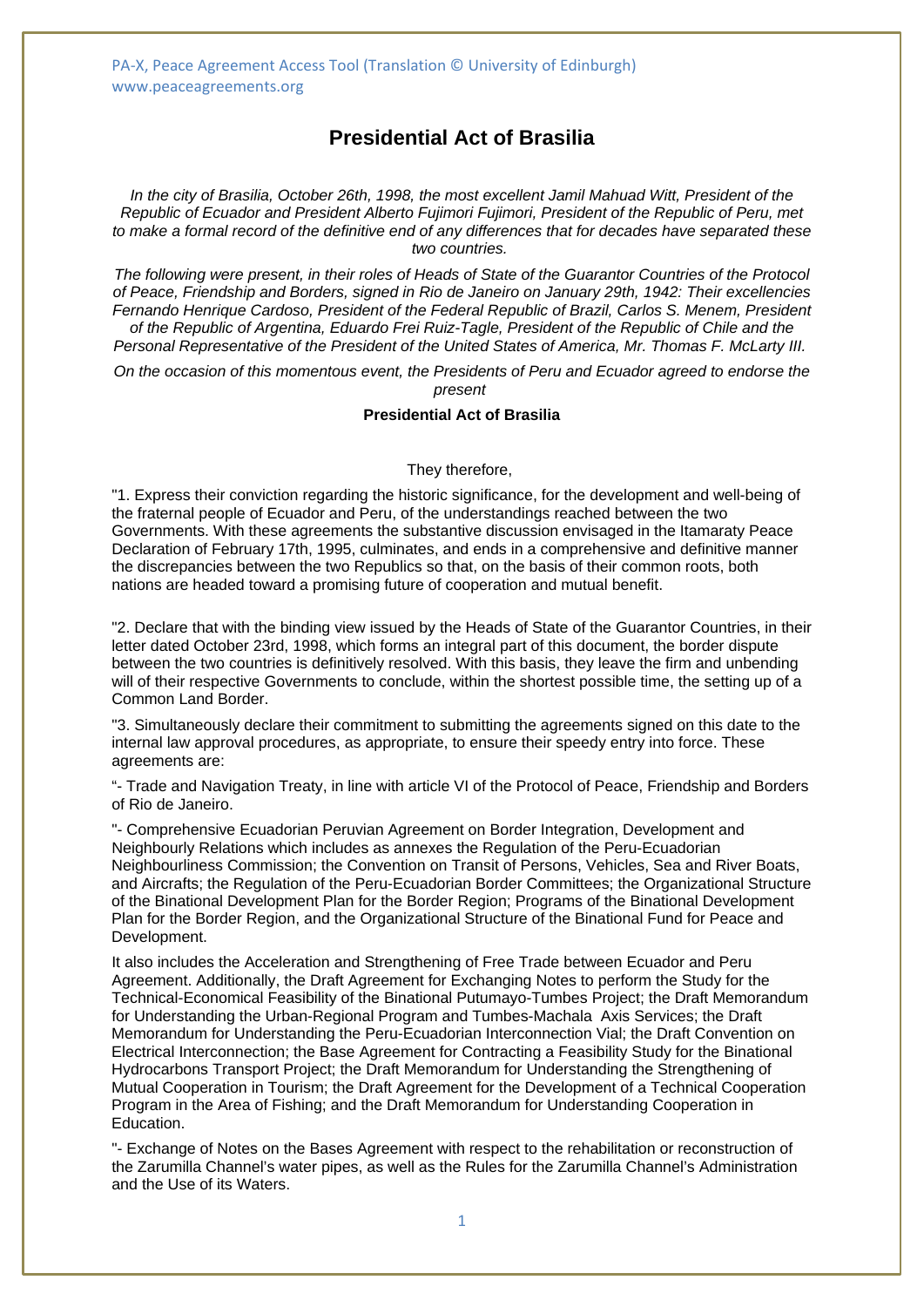# Presidential Act of Brasilia

*In the city of Brasilia, October 26th, 1998, the most excellent Jamil Mahuad Witt, President of the Republic of Ecuador and President Alberto Fujimori Fujimori, President of the Republic of Peru, met to make a formal record of the definitive end of any differences that for decades have separated these two countries.*

*The following were present, in their roles of Heads of State of the Guarantor Countries of the Protocol of Peace, Friendship and Borders, signed in Rio de Janeiro on January 29th, 1942: Their excellencies Fernando Henrique Cardoso, President of the Federal Republic of Brazil, Carlos S. Menem, President of the Republic of Argentina, Eduardo Frei Ruiz-Tagle, President of the Republic of Chile and the Personal Representative of the President of the United States of America, Mr. Thomas F. McLarty III.*

*On the occasion of this momentous event, the Presidents of Peru and Ecuador agreed to endorse the present*

**Presidential Act of Brasilia**

They therefore,

"1. Express their conviction regarding the historic significance, for the development and well-being of the fraternal people of Ecuador and Peru, of the understandings reached between the two Governments. With these agreements the substantive discussion envisaged in the Itamaraty Peace Declaration of February 17th, 1995, culminates, and ends in a comprehensive and definitive manner the discrepancies between the two Republics so that, on the basis of their common roots, both nations are headed toward a promising future of cooperation and mutual benefit.

"2. Declare that with the binding view issued by the Heads of State of the Guarantor Countries, in their letter dated October 23rd, 1998, which forms an integral part of this document, the border dispute between the two countries is definitively resolved. With this basis, they leave the firm and unbending will of their respective Governments to conclude, within the shortest possible time, the setting up of a Common Land Border.

"3. Simultaneously declare their commitment to submitting the agreements signed on this date to the internal law approval procedures, as appropriate, to ensure their speedy entry into force. These agreements are:

"- Trade and Navigation Treaty, in line with article VI of the Protocol of Peace, Friendship and Borders of Rio de Janeiro.

"- Comprehensive Ecuadorian Peruvian Agreement on Border Integration, Development and Neighbourly Relations which includes as annexes the Regulation of the Peru-Ecuadorian Neighbourliness Commission; the Convention on Transit of Persons, Vehicles, Sea and River Boats, and Aircrafts; the Regulation of the Peru-Ecuadorian Border Committees; the Organizational Structure of the Binational Development Plan for the Border Region; Programs of the Binational Development Plan for the Border Region, and the Organizational Structure of the Binational Fund for Peace and Development.

It also includes the Acceleration and Strengthening of Free Trade between Ecuador and Peru Agreement. Additionally, the Draft Agreement for Exchanging Notes to perform the Study for the Technical-Economical Feasibility of the Binational Putumayo-Tumbes Project; the Draft Memorandum for Understanding the Urban-Regional Program and Tumbes-Machala Axis Services; the Draft Memorandum for Understanding the Peru-Ecuadorian Interconnection Vial; the Draft Convention on Electrical Interconnection; the Base Agreement for Contracting a Feasibility Study for the Binational Hydrocarbons Transport Project; the Draft Memorandum for Understanding the Strengthening of Mutual Cooperation in Tourism; the Draft Agreement for the Development of a Technical Cooperation Program in the Area of Fishing; and the Draft Memorandum for Understanding Cooperation in Education.

"- Exchange of Notes on the Bases Agreement with respect to the rehabilitation or reconstruction of the Zarumilla Channel's water pipes, as well as the Rules for the Zarumilla Channel's Administration and the Use of its Waters.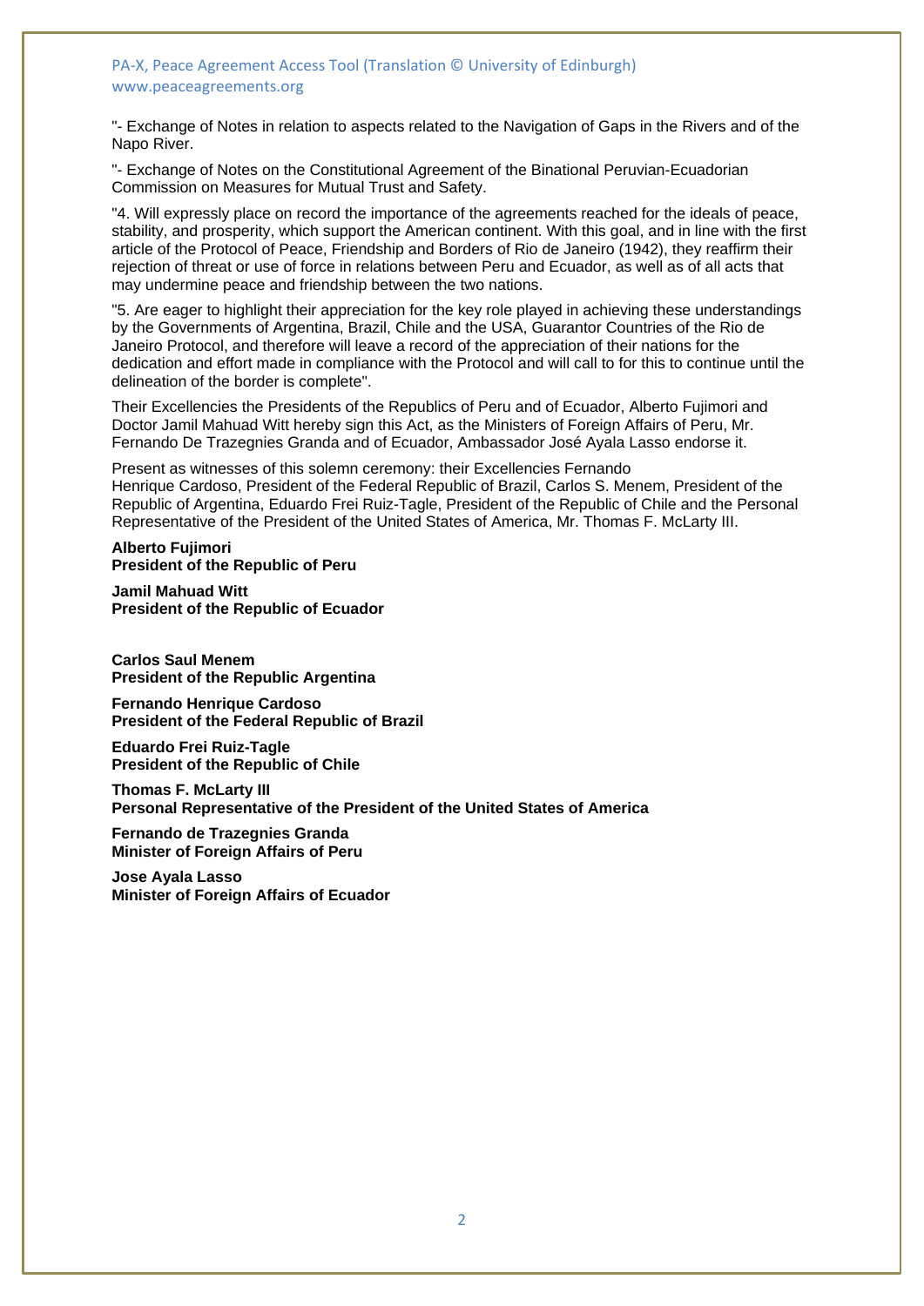"- Exchange of Notes in relation to aspects related to the Navigation of Gaps in the Rivers and of the Napo River.

"- Exchange of Notes on the Constitutional Agreement of the Binational Peruvian-Ecuadorian Commission on Measures for Mutual Trust and Safety.

"4. Will expressly place on record the importance of the agreements reached for the ideals of peace, stability, and prosperity, which support the American continent. With this goal, and in line with the first article of the Protocol of Peace, Friendship and Borders of Rio de Janeiro (1942), they reaffirm their rejection of threat or use of force in relations between Peru and Ecuador, as well as of all acts that may undermine peace and friendship between the two nations.

"5. Are eager to highlight their appreciation for the key role played in achieving these understandings by the Governments of Argentina, Brazil, Chile and the USA, Guarantor Countries of the Rio de Janeiro Protocol, and therefore will leave a record of the appreciation of their nations for the dedication and effort made in compliance with the Protocol and will call to for this to continue until the delineation of the border is complete".

Their Excellencies the Presidents of the Republics of Peru and of Ecuador, Alberto Fujimori and Doctor Jamil Mahuad Witt hereby sign this Act, as the Ministers of Foreign Affairs of Peru, Mr. Fernando De Trazegnies Granda and of Ecuador, Ambassador José Ayala Lasso endorse it.

Present as witnesses of this solemn ceremony: their Excellencies Fernando Henrique Cardoso, President of the Federal Republic of Brazil, Carlos S. Menem, President of the Republic of Argentina, Eduardo Frei Ruiz-Tagle, President of the Republic of Chile and the Personal Representative of the President of the United States of America, Mr. Thomas F. McLarty III.

**Alberto Fujimori**
**President of the Republic of Peru**

**Jamil Mahuad Witt**
**President of the Republic of Ecuador**

**Carlos Saul Menem**
**President of the Republic Argentina**

**Fernando Henrique Cardoso**
**President of the Federal Republic of Brazil**

**Eduardo Frei Ruiz-Tagle**
**President of the Republic of Chile**

**Thomas F. McLarty III**
**Personal Representative of the President of the United States of America**

**Fernando de Trazegnies Granda**
**Minister of Foreign Affairs of Peru**

**Jose Ayala Lasso**
**Minister of Foreign Affairs of Ecuador**